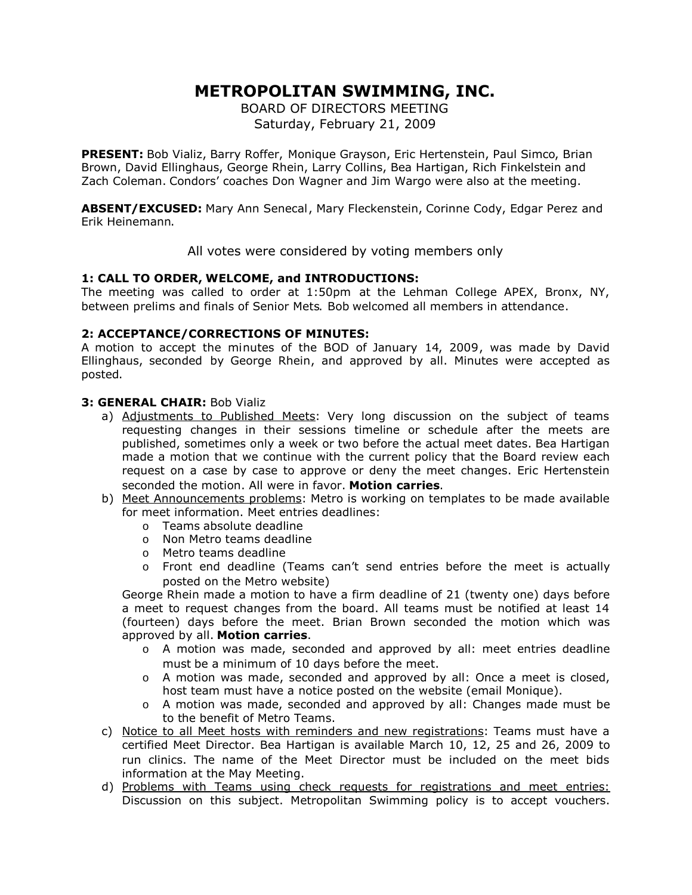# METROPOLITAN SWIMMING, INC.

BOARD OF DIRECTORS MEETING
Saturday, February 21, 2009

**PRESENT:** Bob Vializ, Barry Roffer, Monique Grayson, Eric Hertenstein, Paul Simco, Brian Brown, David Ellinghaus, George Rhein, Larry Collins, Bea Hartigan, Rich Finkelstein and Zach Coleman. Condors' coaches Don Wagner and Jim Wargo were also at the meeting.

**ABSENT/EXCUSED:** Mary Ann Senecal, Mary Fleckenstein, Corinne Cody, Edgar Perez and Erik Heinemann.

All votes were considered by voting members only

**1: CALL TO ORDER, WELCOME, and INTRODUCTIONS:**
The meeting was called to order at 1:50pm at the Lehman College APEX, Bronx, NY, between prelims and finals of Senior Mets. Bob welcomed all members in attendance.

**2: ACCEPTANCE/CORRECTIONS OF MINUTES:**
A motion to accept the minutes of the BOD of January 14, 2009, was made by David Ellinghaus, seconded by George Rhein, and approved by all. Minutes were accepted as posted.

**3: GENERAL CHAIR:** Bob Vializ

a) <u>Adjustments to Published Meets</u>: Very long discussion on the subject of teams requesting changes in their sessions timeline or schedule after the meets are published, sometimes only a week or two before the actual meet dates. Bea Hartigan made a motion that we continue with the current policy that the Board review each request on a case by case to approve or deny the meet changes. Eric Hertenstein seconded the motion. All were in favor. **Motion carries**.

b) <u>Meet Announcements problems</u>: Metro is working on templates to be made available for meet information. Meet entries deadlines:
   - Teams absolute deadline
   - Non Metro teams deadline
   - Metro teams deadline
   - Front end deadline (Teams can't send entries before the meet is actually posted on the Metro website)

   George Rhein made a motion to have a firm deadline of 21 (twenty one) days before a meet to request changes from the board. All teams must be notified at least 14 (fourteen) days before the meet. Brian Brown seconded the motion which was approved by all. **Motion carries**.
   - A motion was made, seconded and approved by all: meet entries deadline must be a minimum of 10 days before the meet.
   - A motion was made, seconded and approved by all: Once a meet is closed, host team must have a notice posted on the website (email Monique).
   - A motion was made, seconded and approved by all: Changes made must be to the benefit of Metro Teams.

c) <u>Notice to all Meet hosts with reminders and new registrations</u>: Teams must have a certified Meet Director. Bea Hartigan is available March 10, 12, 25 and 26, 2009 to run clinics. The name of the Meet Director must be included on the meet bids information at the May Meeting.

d) <u>Problems with Teams using check requests for registrations and meet entries:</u> Discussion on this subject. Metropolitan Swimming policy is to accept vouchers.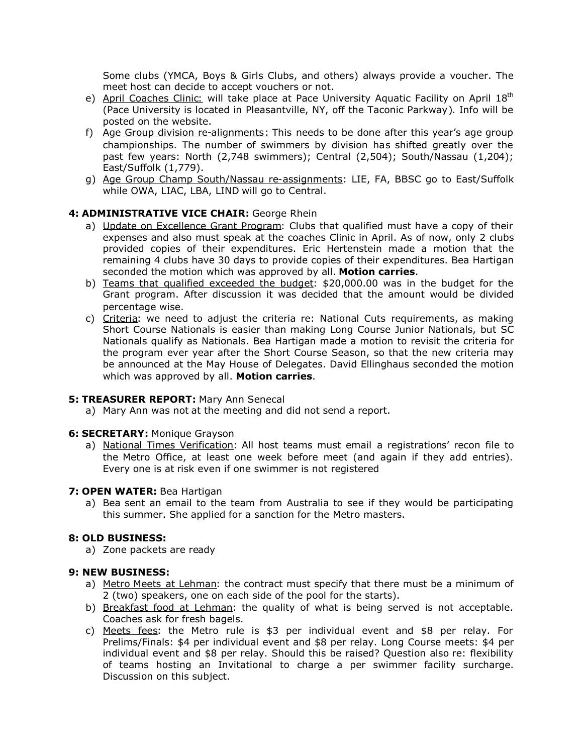Some clubs (YMCA, Boys & Girls Clubs, and others) always provide a voucher. The meet host can decide to accept vouchers or not.

e) April Coaches Clinic: will take place at Pace University Aquatic Facility on April 18th (Pace University is located in Pleasantville, NY, off the Taconic Parkway). Info will be posted on the website.
f) Age Group division re-alignments: This needs to be done after this year's age group championships. The number of swimmers by division has shifted greatly over the past few years: North (2,748 swimmers); Central (2,504); South/Nassau (1,204); East/Suffolk (1,779).
g) Age Group Champ South/Nassau re-assignments: LIE, FA, BBSC go to East/Suffolk while OWA, LIAC, LBA, LIND will go to Central.

**4: ADMINISTRATIVE VICE CHAIR:** George Rhein

a) Update on Excellence Grant Program: Clubs that qualified must have a copy of their expenses and also must speak at the coaches Clinic in April. As of now, only 2 clubs provided copies of their expenditures. Eric Hertenstein made a motion that the remaining 4 clubs have 30 days to provide copies of their expenditures. Bea Hartigan seconded the motion which was approved by all. **Motion carries**.
b) Teams that qualified exceeded the budget: $20,000.00 was in the budget for the Grant program. After discussion it was decided that the amount would be divided percentage wise.
c) Criteria: we need to adjust the criteria re: National Cuts requirements, as making Short Course Nationals is easier than making Long Course Junior Nationals, but SC Nationals qualify as Nationals. Bea Hartigan made a motion to revisit the criteria for the program ever year after the Short Course Season, so that the new criteria may be announced at the May House of Delegates. David Ellinghaus seconded the motion which was approved by all. **Motion carries**.

**5: TREASURER REPORT:** Mary Ann Senecal

a) Mary Ann was not at the meeting and did not send a report.

**6: SECRETARY:** Monique Grayson

a) National Times Verification: All host teams must email a registrations' recon file to the Metro Office, at least one week before meet (and again if they add entries). Every one is at risk even if one swimmer is not registered

**7: OPEN WATER:** Bea Hartigan

a) Bea sent an email to the team from Australia to see if they would be participating this summer. She applied for a sanction for the Metro masters.

**8: OLD BUSINESS:**

a) Zone packets are ready

**9: NEW BUSINESS:**

a) Metro Meets at Lehman: the contract must specify that there must be a minimum of 2 (two) speakers, one on each side of the pool for the starts).
b) Breakfast food at Lehman: the quality of what is being served is not acceptable. Coaches ask for fresh bagels.
c) Meets fees: the Metro rule is $3 per individual event and $8 per relay. For Prelims/Finals: $4 per individual event and $8 per relay. Long Course meets: $4 per individual event and $8 per relay. Should this be raised? Question also re: flexibility of teams hosting an Invitational to charge a per swimmer facility surcharge. Discussion on this subject.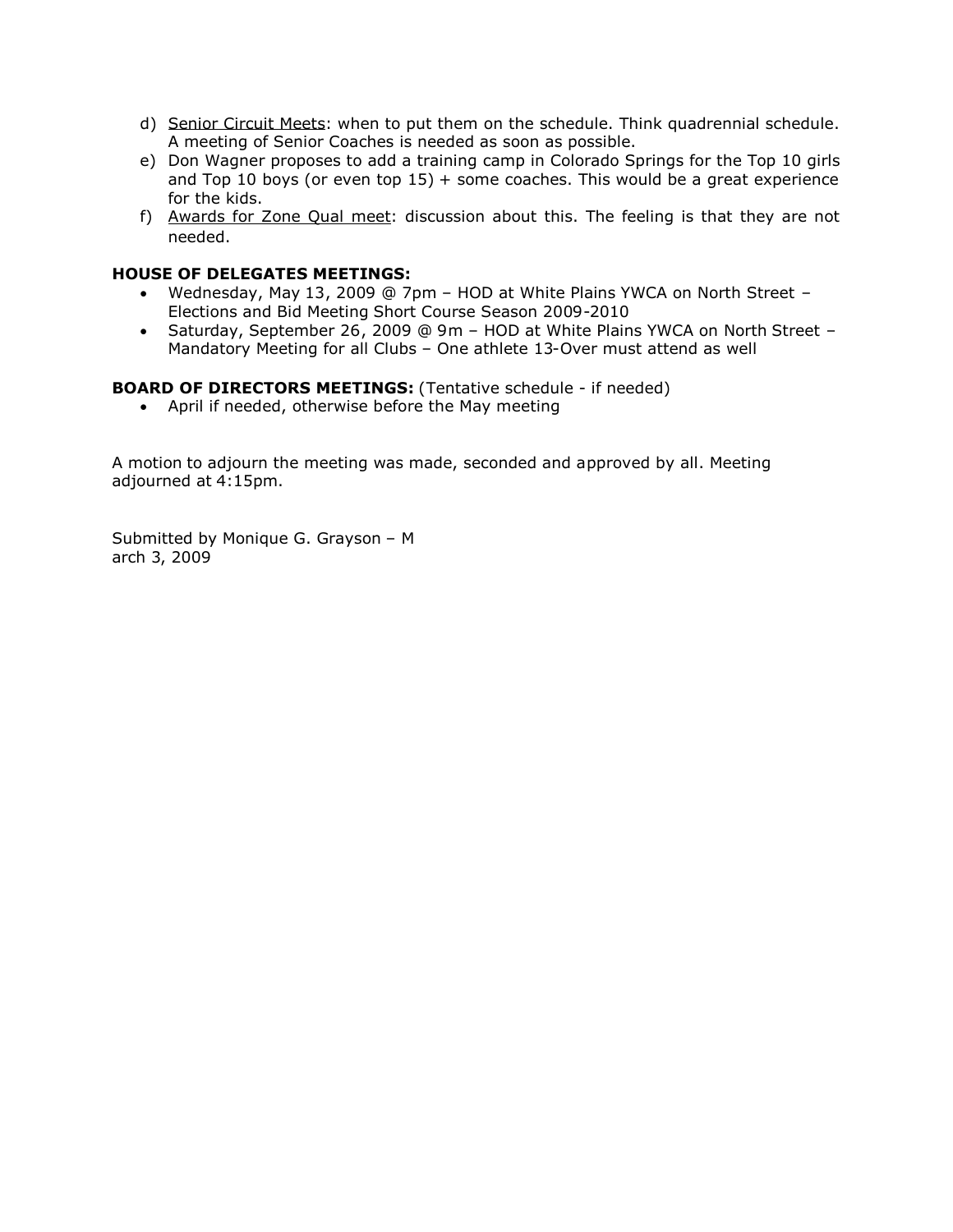d) <u>Senior Circuit Meets</u>: when to put them on the schedule. Think quadrennial schedule. A meeting of Senior Coaches is needed as soon as possible.
e) Don Wagner proposes to add a training camp in Colorado Springs for the Top 10 girls and Top 10 boys (or even top 15) + some coaches. This would be a great experience for the kids.
f) <u>Awards for Zone Qual meet</u>: discussion about this. The feeling is that they are not needed.

**HOUSE OF DELEGATES MEETINGS:**

- Wednesday, May 13, 2009 @ 7pm – HOD at White Plains YWCA on North Street – Elections and Bid Meeting Short Course Season 2009-2010
- Saturday, September 26, 2009 @ 9m – HOD at White Plains YWCA on North Street – Mandatory Meeting for all Clubs – One athlete 13-Over must attend as well

**BOARD OF DIRECTORS MEETINGS:** (Tentative schedule - if needed)

- April if needed, otherwise before the May meeting

A motion to adjourn the meeting was made, seconded and approved by all. Meeting adjourned at 4:15pm.

Submitted by Monique G. Grayson – M
arch 3, 2009